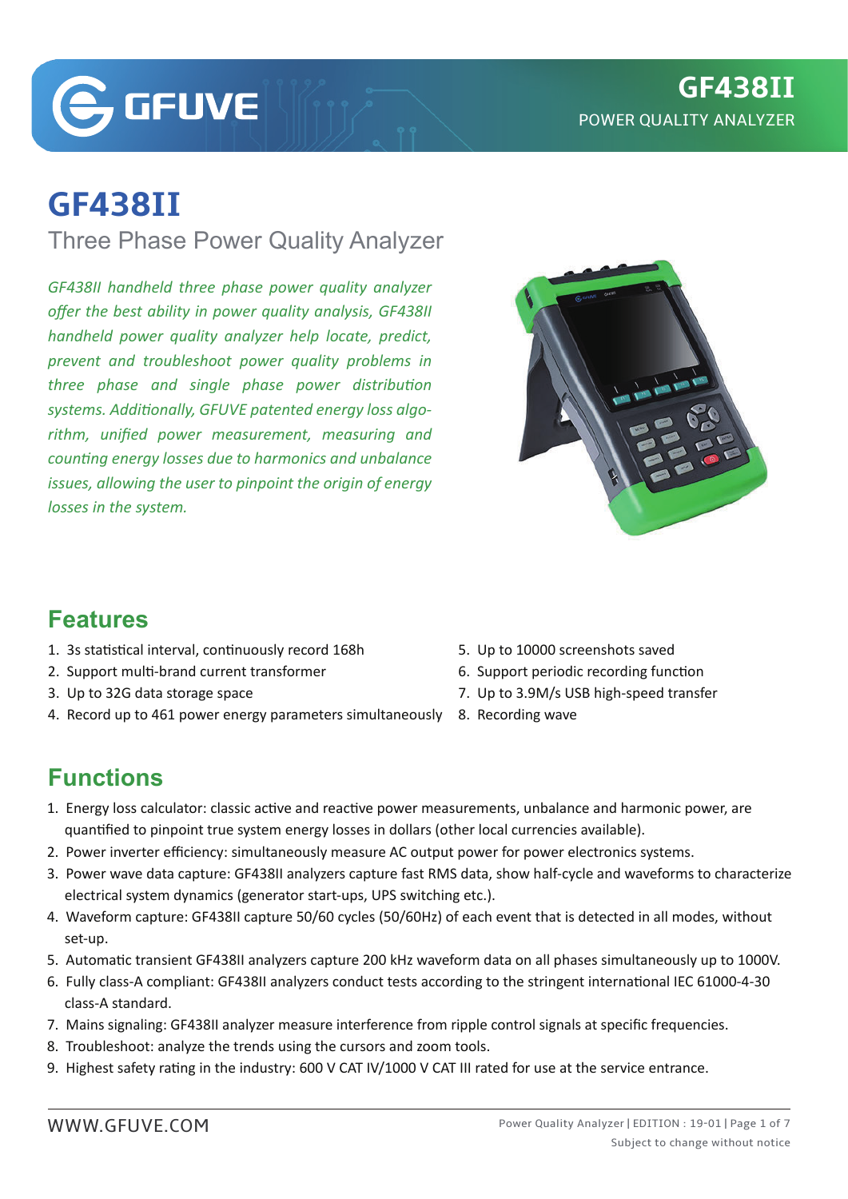# GF438II

## Three Phase Power Quality Analyzer

*GF438II handheld three phase power quality analyzer offer the best ability in power quality analysis, GF438II handheld power quality analyzer help locate, predict, prevent and troubleshoot power quality problems in three phase and single phase power distribution systems. Additionally, GFUVE patented energy loss algorithm, unified power measurement, measuring and counting energy losses due to harmonics and unbalance issues, allowing the user to pinpoint the origin of energy losses in the system.*

## Features

1. 3s statistical interval, continuously record 168h
2. Support multi-brand current transformer
3. Up to 32G data storage space
4. Record up to 461 power energy parameters simultaneously
5. Up to 10000 screenshots saved
6. Support periodic recording function
7. Up to 3.9M/s USB high-speed transfer
8. Recording wave

## Functions

1. Energy loss calculator: classic active and reactive power measurements, unbalance and harmonic power, are quantified to pinpoint true system energy losses in dollars (other local currencies available).
2. Power inverter efficiency: simultaneously measure AC output power for power electronics systems.
3. Power wave data capture: GF438II analyzers capture fast RMS data, show half-cycle and waveforms to characterize electrical system dynamics (generator start-ups, UPS switching etc.).
4. Waveform capture: GF438II capture 50/60 cycles (50/60Hz) of each event that is detected in all modes, without set-up.
5. Automatic transient GF438II analyzers capture 200 kHz waveform data on all phases simultaneously up to 1000V.
6. Fully class-A compliant: GF438II analyzers conduct tests according to the stringent international IEC 61000-4-30 class-A standard.
7. Mains signaling: GF438II analyzer measure interference from ripple control signals at specific frequencies.
8. Troubleshoot: analyze the trends using the cursors and zoom tools.
9. Highest safety rating in the industry: 600 V CAT IV/1000 V CAT III rated for use at the service entrance.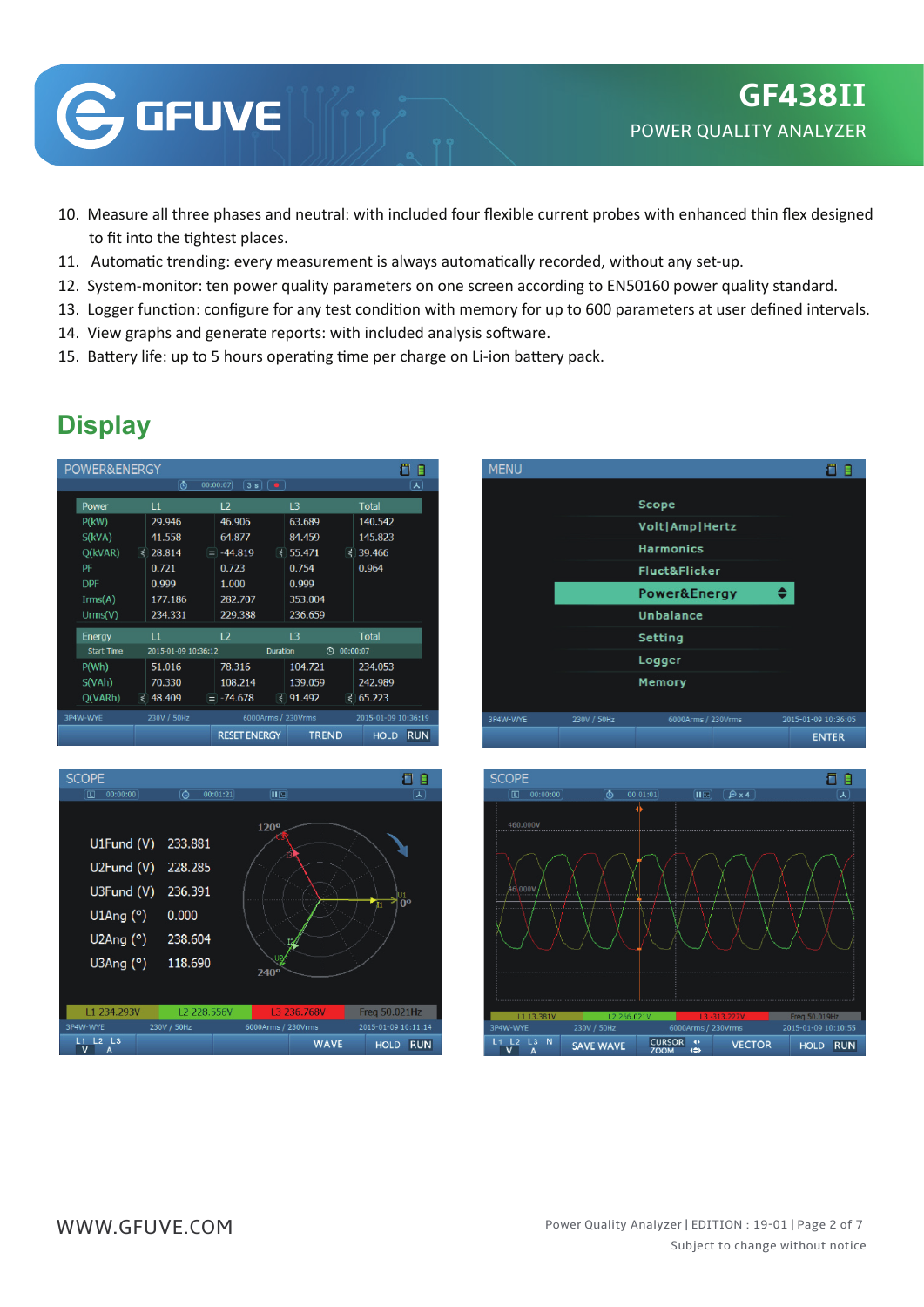10. Measure all three phases and neutral: with included four flexible current probes with enhanced thin flex designed to fit into the tightest places.
11. Automatic trending: every measurement is always automatically recorded, without any set-up.
12. System-monitor: ten power quality parameters on one screen according to EN50160 power quality standard.
13. Logger function: configure for any test condition with memory for up to 600 parameters at user defined intervals.
14. View graphs and generate reports: with included analysis software.
15. Battery life: up to 5 hours operating time per charge on Li-ion battery pack.

## Display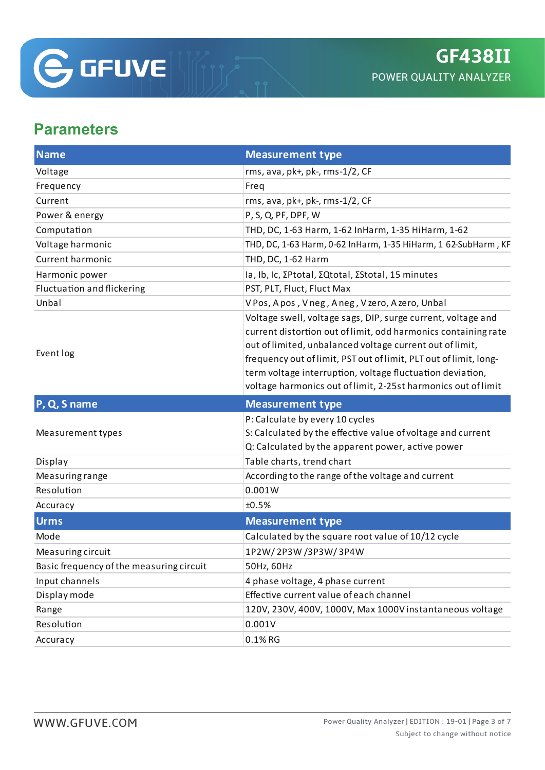## Parameters

| Name | Measurement type |
|---|---|
| Voltage | rms, ava, pk+, pk-, rms-1/2, CF |
| Frequency | Freq |
| Current | rms, ava, pk+, pk-, rms-1/2, CF |
| Power & energy | P, S, Q, PF, DPF, W |
| Computation | THD, DC, 1-63 Harm, 1-62 InHarm, 1-35 HiHarm, 1-62 |
| Voltage harmonic | THD, DC, 1-63 Harm, 0-62 InHarm, 1-35 HiHarm, 1 62-SubHarm , KF |
| Current harmonic | THD, DC, 1-62 Harm |
| Harmonic power | Ia, Ib, Ic, ΣPtotal, ΣQtotal, ΣStotal, 15 minutes |
| Fluctuation and flickering | PST, PLT, Fluct, Fluct Max |
| Unbal | V Pos, A pos , V neg , A neg , V zero, A zero, Unbal |
| Event log | Voltage swell, voltage sags, DIP, surge current, voltage and current distortion out of limit, odd harmonics containing rate out of limited, unbalanced voltage current out of limit, frequency out of limit, PST out of limit, PLT out of limit, long-term voltage interruption, voltage fluctuation deviation, voltage harmonics out of limit, 2-25st harmonics out of limit |
| **P, Q, S name** | **Measurement type** |
| Measurement types | P: Calculate by every 10 cycles<br>S: Calculated by the effective value of voltage and current<br>Q: Calculated by the apparent power, active power |
| Display | Table charts, trend chart |
| Measuring range | According to the range of the voltage and current |
| Resolution | 0.001W |
| Accuracy | ±0.5% |
| **Urms** | **Measurement type** |
| Mode | Calculated by the square root value of 10/12 cycle |
| Measuring circuit | 1P2W/ 2P3W /3P3W/ 3P4W |
| Basic frequency of the measuring circuit | 50Hz, 60Hz |
| Input channels | 4 phase voltage, 4 phase current |
| Display mode | Effective current value of each channel |
| Range | 120V, 230V, 400V, 1000V, Max 1000V instantaneous voltage |
| Resolution | 0.001V |
| Accuracy | 0.1% RG |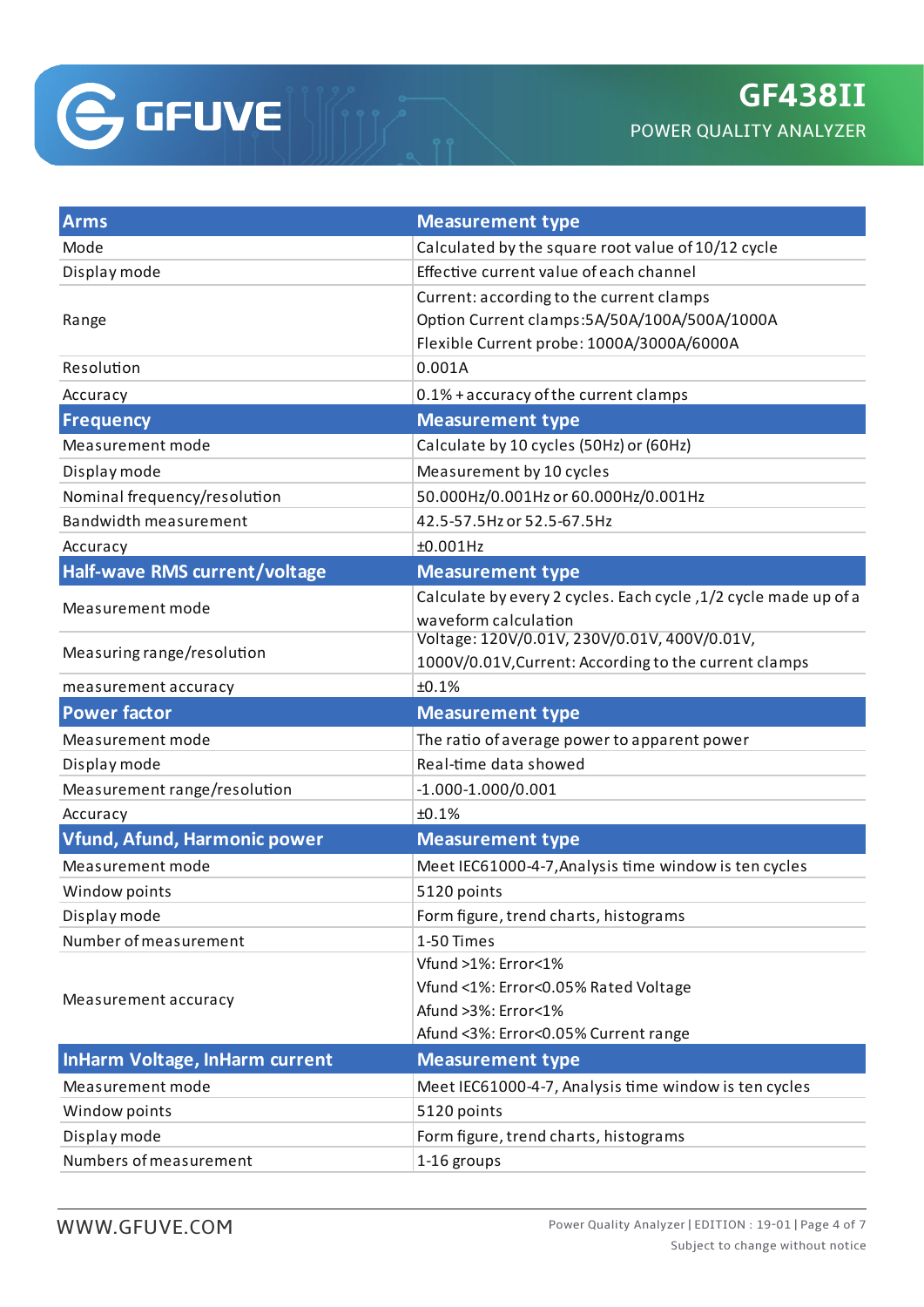| Arms | Measurement type |
|---|---|
| Mode | Calculated by the square root value of 10/12 cycle |
| Display mode | Effective current value of each channel |
| Range | Current: according to the current clamps<br>Option Current clamps:5A/50A/100A/500A/1000A<br>Flexible Current probe: 1000A/3000A/6000A |
| Resolution | 0.001A |
| Accuracy | 0.1% + accuracy of the current clamps |
| **Frequency** | **Measurement type** |
| Measurement mode | Calculate by 10 cycles (50Hz) or (60Hz) |
| Display mode | Measurement by 10 cycles |
| Nominal frequency/resolution | 50.000Hz/0.001Hz or 60.000Hz/0.001Hz |
| Bandwidth measurement | 42.5-57.5Hz or 52.5-67.5Hz |
| Accuracy | ±0.001Hz |
| **Half-wave RMS current/voltage** | **Measurement type** |
| Measurement mode | Calculate by every 2 cycles. Each cycle ,1/2 cycle made up of a waveform calculation |
| Measuring range/resolution | Voltage: 120V/0.01V, 230V/0.01V, 400V/0.01V, 1000V/0.01V,Current: According to the current clamps |
| measurement accuracy | ±0.1% |
| **Power factor** | **Measurement type** |
| Measurement mode | The ratio of average power to apparent power |
| Display mode | Real-time data showed |
| Measurement range/resolution | -1.000-1.000/0.001 |
| Accuracy | ±0.1% |
| **Vfund, Afund, Harmonic power** | **Measurement type** |
| Measurement mode | Meet IEC61000-4-7,Analysis time window is ten cycles |
| Window points | 5120 points |
| Display mode | Form figure, trend charts, histograms |
| Number of measurement | 1-50 Times |
| Measurement accuracy | Vfund >1%: Error<1%<br>Vfund <1%: Error<0.05% Rated Voltage<br>Afund >3%: Error<1%<br>Afund <3%: Error<0.05% Current range |
| **InHarm Voltage, InHarm current** | **Measurement type** |
| Measurement mode | Meet IEC61000-4-7, Analysis time window is ten cycles |
| Window points | 5120 points |
| Display mode | Form figure, trend charts, histograms |
| Numbers of measurement | 1-16 groups |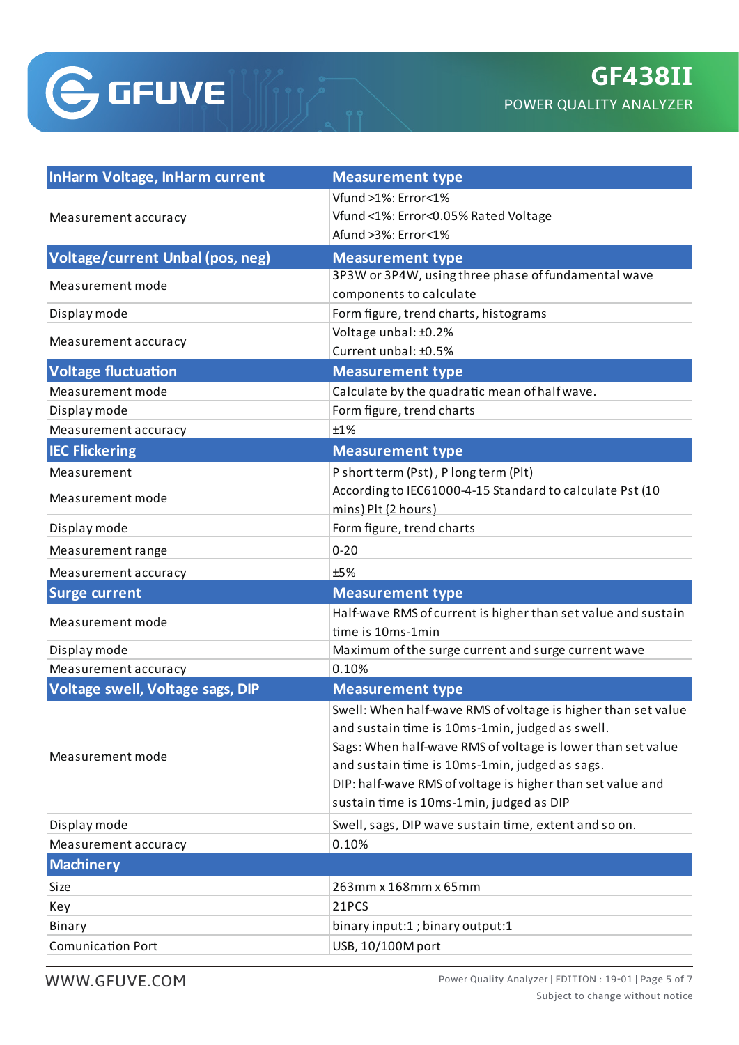| InHarm Voltage, InHarm current | Measurement type |
| --- | --- |
| Measurement accuracy | Vfund >1%: Error<1%<br>Vfund <1%: Error<0.05% Rated Voltage<br>Afund >3%: Error<1% |
| **Voltage/current Unbal (pos, neg)** | **Measurement type** |
| Measurement mode | 3P3W or 3P4W, using three phase of fundamental wave components to calculate |
| Display mode | Form figure, trend charts, histograms |
| Measurement accuracy | Voltage unbal: ±0.2%<br>Current unbal: ±0.5% |
| **Voltage fluctuation** | **Measurement type** |
| Measurement mode | Calculate by the quadratic mean of half wave. |
| Display mode | Form figure, trend charts |
| Measurement accuracy | ±1% |
| **IEC Flickering** | **Measurement type** |
| Measurement | P short term (Pst), P long term (Plt) |
| Measurement mode | According to IEC61000-4-15 Standard to calculate Pst (10 mins) Plt (2 hours) |
| Display mode | Form figure, trend charts |
| Measurement range | 0-20 |
| Measurement accuracy | ±5% |
| **Surge current** | **Measurement type** |
| Measurement mode | Half-wave RMS of current is higher than set value and sustain time is 10ms-1min |
| Display mode | Maximum of the surge current and surge current wave |
| Measurement accuracy | 0.10% |
| **Voltage swell, Voltage sags, DIP** | **Measurement type** |
| Measurement mode | Swell: When half-wave RMS of voltage is higher than set value and sustain time is 10ms-1min, judged as swell.<br>Sags: When half-wave RMS of voltage is lower than set value and sustain time is 10ms-1min, judged as sags.<br>DIP: half-wave RMS of voltage is higher than set value and sustain time is 10ms-1min, judged as DIP |
| Display mode | Swell, sags, DIP wave sustain time, extent and so on. |
| Measurement accuracy | 0.10% |
| **Machinery** | |
| Size | 263mm x 168mm x 65mm |
| Key | 21PCS |
| Binary | binary input:1 ; binary output:1 |
| Comunication Port | USB, 10/100M port |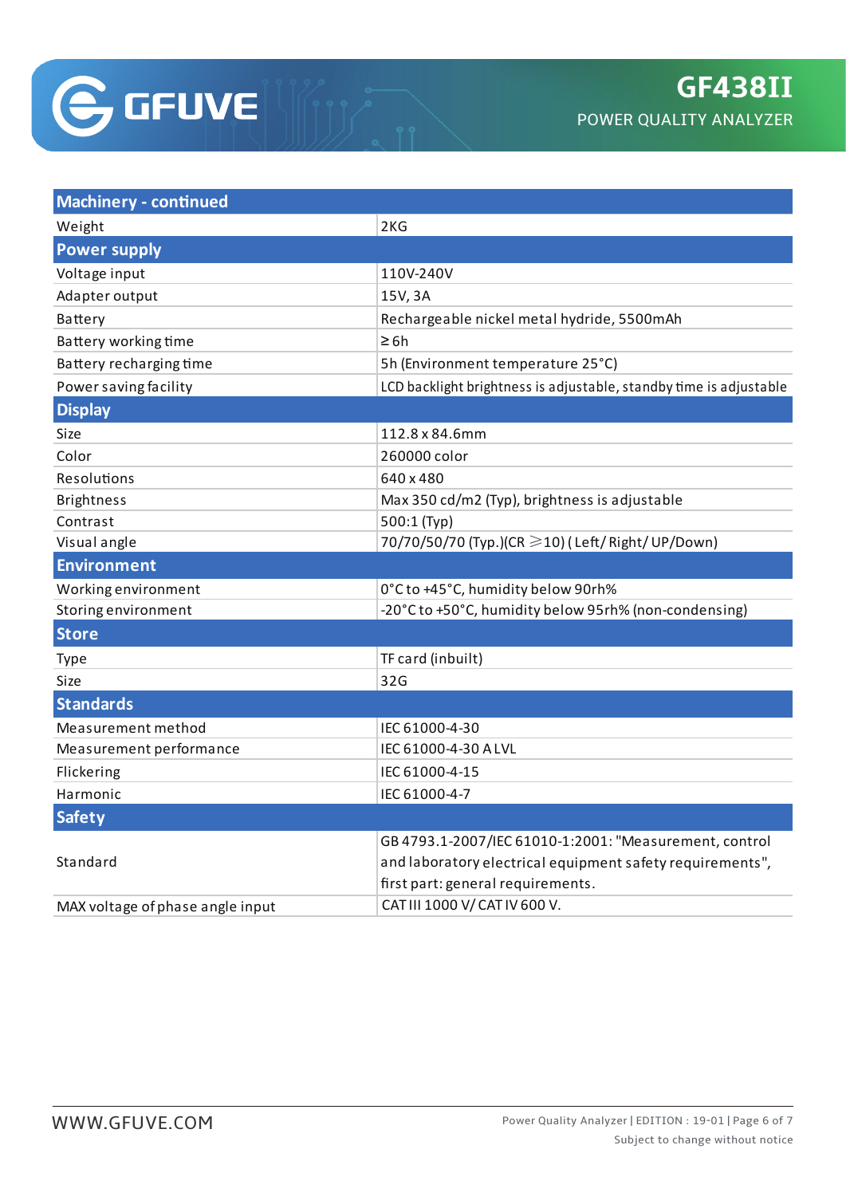| Machinery - continued | |
|---|---|
| Weight | 2KG |
| **Power supply** | |
| Voltage input | 110V-240V |
| Adapter output | 15V, 3A |
| Battery | Rechargeable nickel metal hydride, 5500mAh |
| Battery working time | ≥ 6h |
| Battery recharging time | 5h (Environment temperature 25°C) |
| Power saving facility | LCD backlight brightness is adjustable, standby time is adjustable |
| **Display** | |
| Size | 112.8 x 84.6mm |
| Color | 260000 color |
| Resolutions | 640 x 480 |
| Brightness | Max 350 cd/m2 (Typ), brightness is adjustable |
| Contrast | 500:1 (Typ) |
| Visual angle | 70/70/50/70 (Typ.)(CR ≥10) ( Left/ Right/ UP/Down) |
| **Environment** | |
| Working environment | 0°C to +45°C, humidity below 90rh% |
| Storing environment | -20°C to +50°C, humidity below 95rh% (non-condensing) |
| **Store** | |
| Type | TF card (inbuilt) |
| Size | 32G |
| **Standards** | |
| Measurement method | IEC 61000-4-30 |
| Measurement performance | IEC 61000-4-30 A LVL |
| Flickering | IEC 61000-4-15 |
| Harmonic | IEC 61000-4-7 |
| **Safety** | |
| Standard | GB 4793.1-2007/IEC 61010-1:2001: "Measurement, control and laboratory electrical equipment safety requirements", first part: general requirements. |
| MAX voltage of phase angle input | CAT III 1000 V/ CAT IV 600 V. |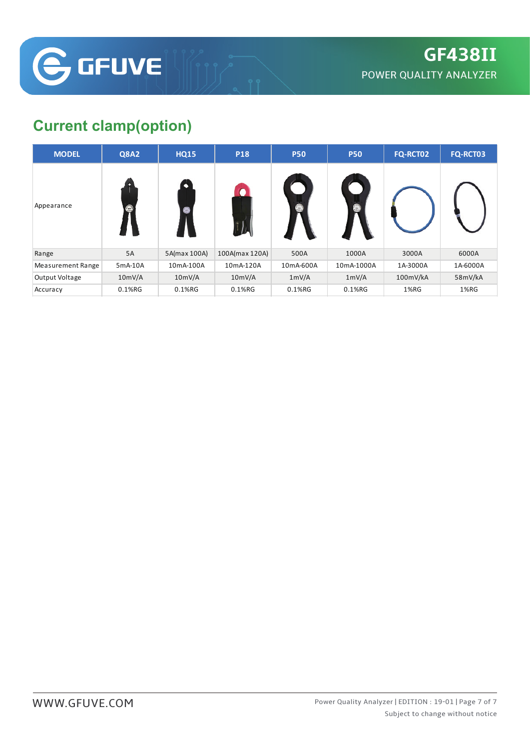## Current clamp(option)

| MODEL | Q8A2 | HQ15 | P18 | P50 | P50 | FQ-RCT02 | FQ-RCT03 |
|---|---|---|---|---|---|---|---|
| Appearance | | | | | | | |
| Range | 5A | 5A(max 100A) | 100A(max 120A) | 500A | 1000A | 3000A | 6000A |
| Measurement Range | 5mA-10A | 10mA-100A | 10mA-120A | 10mA-600A | 10mA-1000A | 1A-3000A | 1A-6000A |
| Output Voltage | 10mV/A | 10mV/A | 10mV/A | 1mV/A | 1mV/A | 100mV/kA | 58mV/kA |
| Accuracy | 0.1%RG | 0.1%RG | 0.1%RG | 0.1%RG | 0.1%RG | 1%RG | 1%RG |